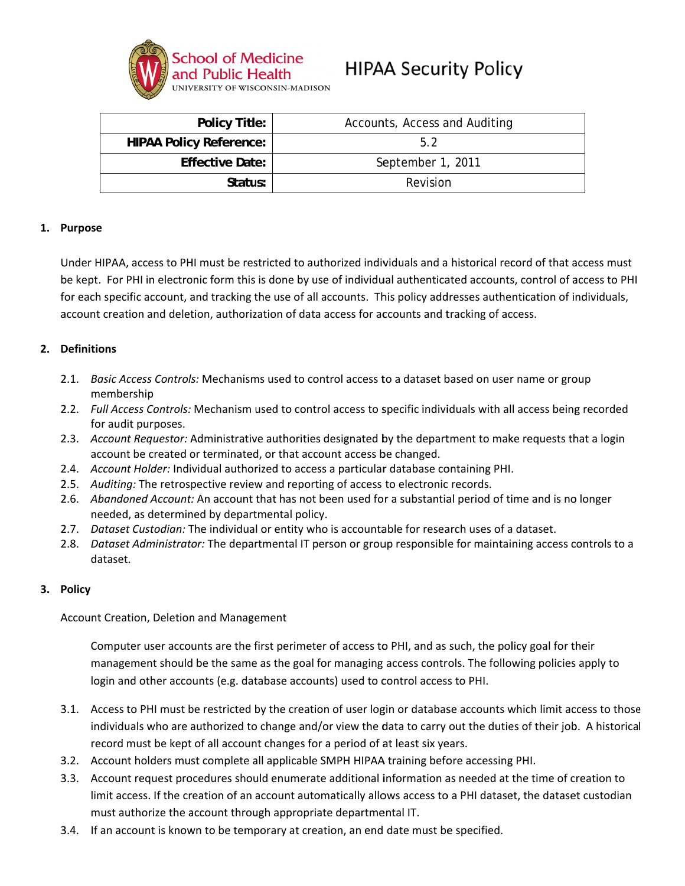School of Medicine and Public Health
UNIVERSITY OF WISCONSIN-MADISON

# HIPAA Security Policy

| | |
|---|---|
| **Policy Title:** | Accounts, Access and Auditing |
| **HIPAA Policy Reference:** | 5.2 |
| **Effective Date:** | September 1, 2011 |
| **Status:** | Revision |

## 1. Purpose

Under HIPAA, access to PHI must be restricted to authorized individuals and a historical record of that access must be kept. For PHI in electronic form this is done by use of individual authenticated accounts, control of access to PHI for each specific account, and tracking the use of all accounts. This policy addresses authentication of individuals, account creation and deletion, authorization of data access for accounts and tracking of access.

## 2. Definitions

- 2.1. *Basic Access Controls:* Mechanisms used to control access to a dataset based on user name or group membership
- 2.2. *Full Access Controls:* Mechanism used to control access to specific individuals with all access being recorded for audit purposes.
- 2.3. *Account Requestor:* Administrative authorities designated by the department to make requests that a login account be created or terminated, or that account access be changed.
- 2.4. *Account Holder:* Individual authorized to access a particular database containing PHI.
- 2.5. *Auditing:* The retrospective review and reporting of access to electronic records.
- 2.6. *Abandoned Account:* An account that has not been used for a substantial period of time and is no longer needed, as determined by departmental policy.
- 2.7. *Dataset Custodian:* The individual or entity who is accountable for research uses of a dataset.
- 2.8. *Dataset Administrator:* The departmental IT person or group responsible for maintaining access controls to a dataset.

## 3. Policy

Account Creation, Deletion and Management

Computer user accounts are the first perimeter of access to PHI, and as such, the policy goal for their management should be the same as the goal for managing access controls. The following policies apply to login and other accounts (e.g. database accounts) used to control access to PHI.

- 3.1. Access to PHI must be restricted by the creation of user login or database accounts which limit access to those individuals who are authorized to change and/or view the data to carry out the duties of their job. A historical record must be kept of all account changes for a period of at least six years.
- 3.2. Account holders must complete all applicable SMPH HIPAA training before accessing PHI.
- 3.3. Account request procedures should enumerate additional information as needed at the time of creation to limit access. If the creation of an account automatically allows access to a PHI dataset, the dataset custodian must authorize the account through appropriate departmental IT.
- 3.4. If an account is known to be temporary at creation, an end date must be specified.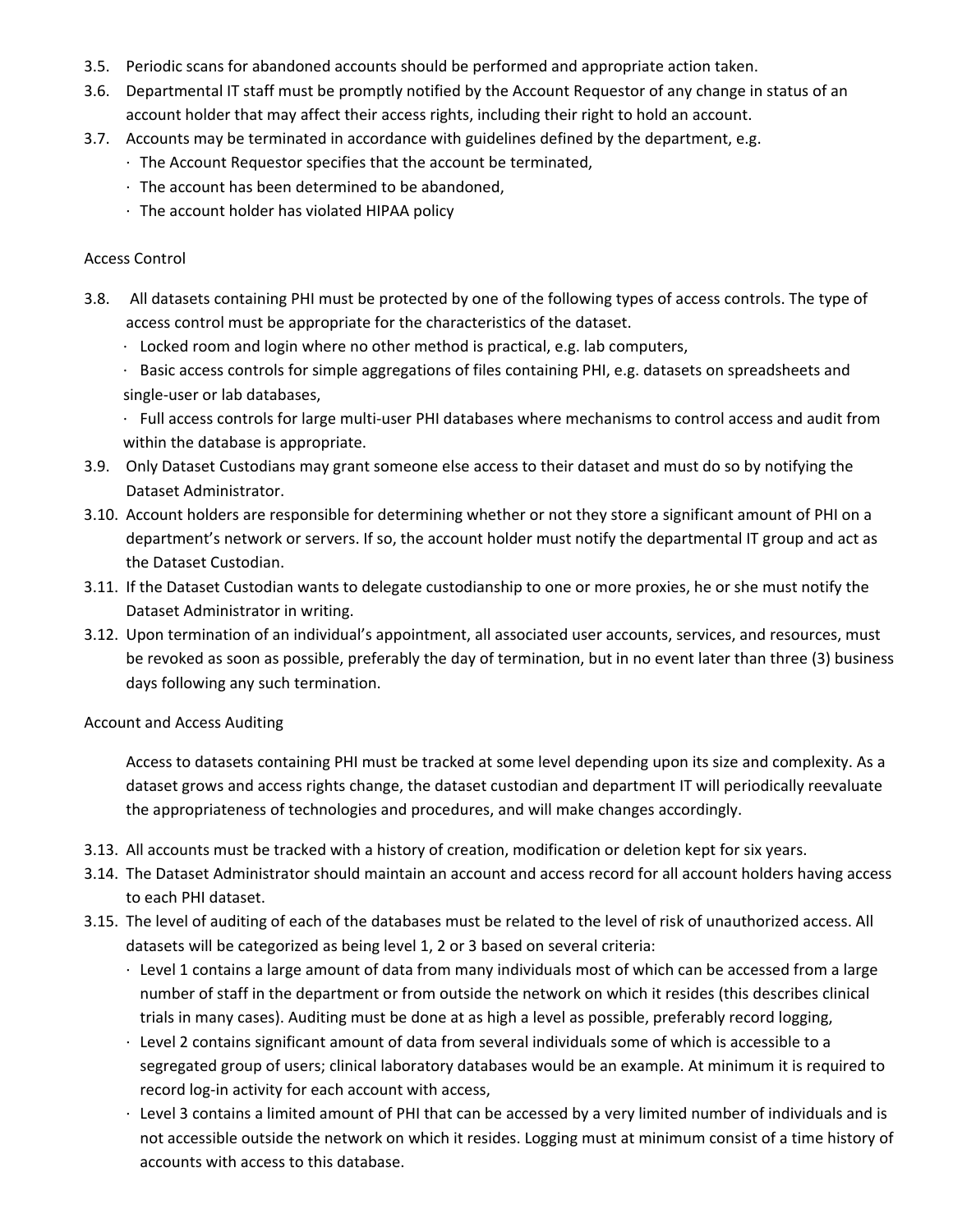3.5. Periodic scans for abandoned accounts should be performed and appropriate action taken.

3.6. Departmental IT staff must be promptly notified by the Account Requestor of any change in status of an account holder that may affect their access rights, including their right to hold an account.

3.7. Accounts may be terminated in accordance with guidelines defined by the department, e.g.

- The Account Requestor specifies that the account be terminated,
- The account has been determined to be abandoned,
- The account holder has violated HIPAA policy

## Access Control

3.8. All datasets containing PHI must be protected by one of the following types of access controls. The type of access control must be appropriate for the characteristics of the dataset.

- Locked room and login where no other method is practical, e.g. lab computers,
- Basic access controls for simple aggregations of files containing PHI, e.g. datasets on spreadsheets and single-user or lab databases,
- Full access controls for large multi-user PHI databases where mechanisms to control access and audit from within the database is appropriate.

3.9. Only Dataset Custodians may grant someone else access to their dataset and must do so by notifying the Dataset Administrator.

3.10. Account holders are responsible for determining whether or not they store a significant amount of PHI on a department's network or servers. If so, the account holder must notify the departmental IT group and act as the Dataset Custodian.

3.11. If the Dataset Custodian wants to delegate custodianship to one or more proxies, he or she must notify the Dataset Administrator in writing.

3.12. Upon termination of an individual's appointment, all associated user accounts, services, and resources, must be revoked as soon as possible, preferably the day of termination, but in no event later than three (3) business days following any such termination.

## Account and Access Auditing

Access to datasets containing PHI must be tracked at some level depending upon its size and complexity. As a dataset grows and access rights change, the dataset custodian and department IT will periodically reevaluate the appropriateness of technologies and procedures, and will make changes accordingly.

3.13. All accounts must be tracked with a history of creation, modification or deletion kept for six years.

3.14. The Dataset Administrator should maintain an account and access record for all account holders having access to each PHI dataset.

3.15. The level of auditing of each of the databases must be related to the level of risk of unauthorized access. All datasets will be categorized as being level 1, 2 or 3 based on several criteria:

- Level 1 contains a large amount of data from many individuals most of which can be accessed from a large number of staff in the department or from outside the network on which it resides (this describes clinical trials in many cases). Auditing must be done at as high a level as possible, preferably record logging,
- Level 2 contains significant amount of data from several individuals some of which is accessible to a segregated group of users; clinical laboratory databases would be an example. At minimum it is required to record log-in activity for each account with access,
- Level 3 contains a limited amount of PHI that can be accessed by a very limited number of individuals and is not accessible outside the network on which it resides. Logging must at minimum consist of a time history of accounts with access to this database.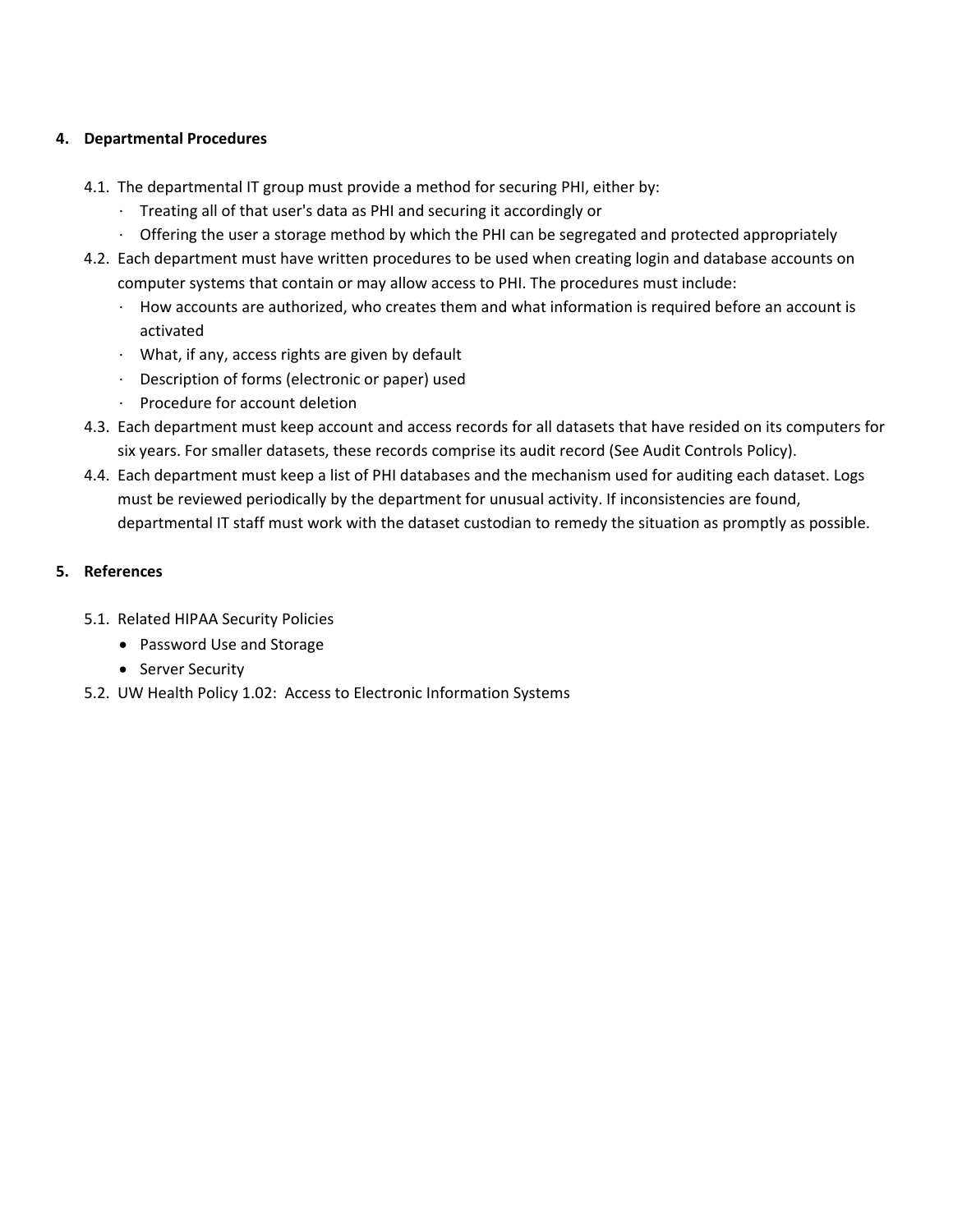## 4. Departmental Procedures

4.1. The departmental IT group must provide a method for securing PHI, either by:

- Treating all of that user's data as PHI and securing it accordingly or
- Offering the user a storage method by which the PHI can be segregated and protected appropriately

4.2. Each department must have written procedures to be used when creating login and database accounts on computer systems that contain or may allow access to PHI. The procedures must include:

- How accounts are authorized, who creates them and what information is required before an account is activated
- What, if any, access rights are given by default
- Description of forms (electronic or paper) used
- Procedure for account deletion

4.3. Each department must keep account and access records for all datasets that have resided on its computers for six years. For smaller datasets, these records comprise its audit record (See Audit Controls Policy).

4.4. Each department must keep a list of PHI databases and the mechanism used for auditing each dataset. Logs must be reviewed periodically by the department for unusual activity. If inconsistencies are found, departmental IT staff must work with the dataset custodian to remedy the situation as promptly as possible.

## 5. References

5.1. Related HIPAA Security Policies

- Password Use and Storage
- Server Security

5.2. UW Health Policy 1.02: Access to Electronic Information Systems